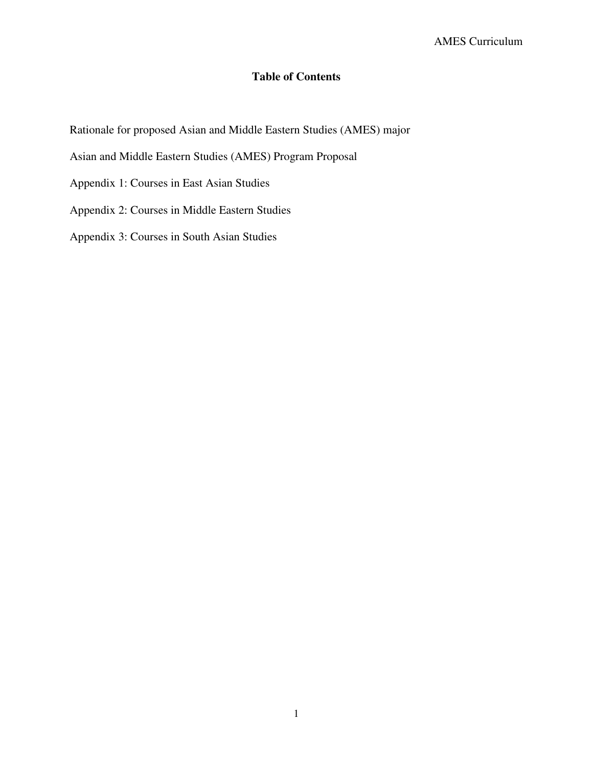# Table of Contents

Rationale for proposed Asian and Middle Eastern Studies (AMES) major

Asian and Middle Eastern Studies (AMES) Program Proposal

Appendix 1: Courses in East Asian Studies

Appendix 2: Courses in Middle Eastern Studies

Appendix 3: Courses in South Asian Studies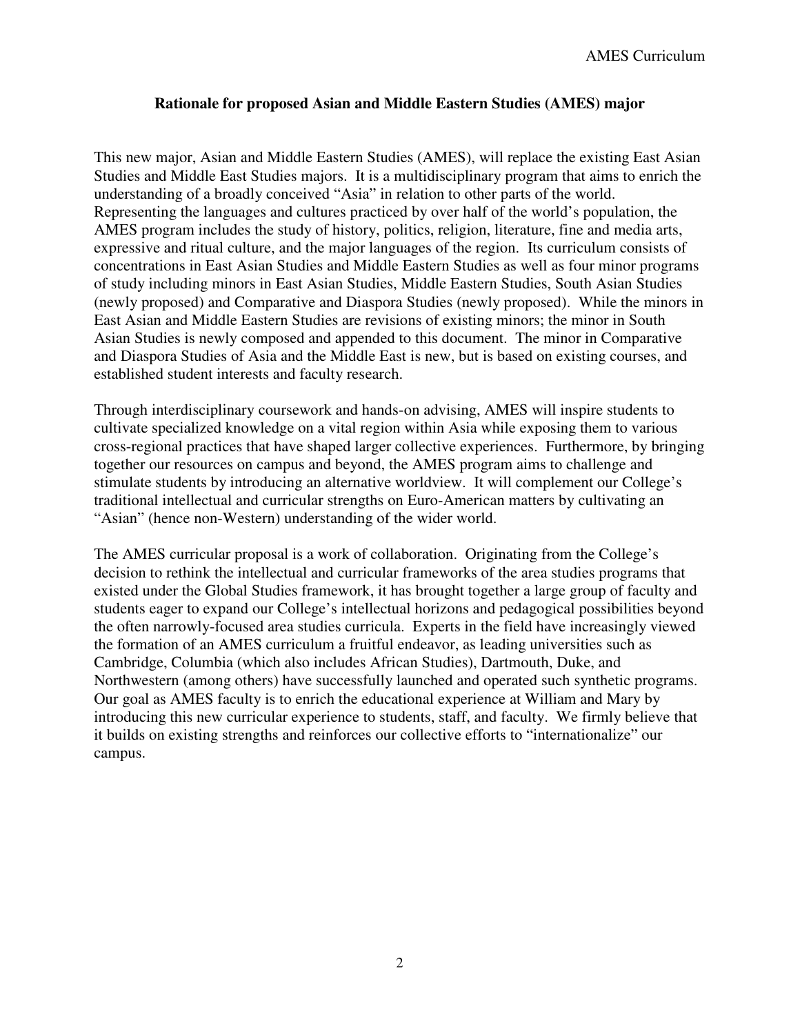**Rationale for proposed Asian and Middle Eastern Studies (AMES) major**

This new major, Asian and Middle Eastern Studies (AMES), will replace the existing East Asian Studies and Middle East Studies majors. It is a multidisciplinary program that aims to enrich the understanding of a broadly conceived "Asia" in relation to other parts of the world. Representing the languages and cultures practiced by over half of the world's population, the AMES program includes the study of history, politics, religion, literature, fine and media arts, expressive and ritual culture, and the major languages of the region. Its curriculum consists of concentrations in East Asian Studies and Middle Eastern Studies as well as four minor programs of study including minors in East Asian Studies, Middle Eastern Studies, South Asian Studies (newly proposed) and Comparative and Diaspora Studies (newly proposed). While the minors in East Asian and Middle Eastern Studies are revisions of existing minors; the minor in South Asian Studies is newly composed and appended to this document. The minor in Comparative and Diaspora Studies of Asia and the Middle East is new, but is based on existing courses, and established student interests and faculty research.

Through interdisciplinary coursework and hands-on advising, AMES will inspire students to cultivate specialized knowledge on a vital region within Asia while exposing them to various cross-regional practices that have shaped larger collective experiences. Furthermore, by bringing together our resources on campus and beyond, the AMES program aims to challenge and stimulate students by introducing an alternative worldview. It will complement our College's traditional intellectual and curricular strengths on Euro-American matters by cultivating an "Asian" (hence non-Western) understanding of the wider world.

The AMES curricular proposal is a work of collaboration. Originating from the College's decision to rethink the intellectual and curricular frameworks of the area studies programs that existed under the Global Studies framework, it has brought together a large group of faculty and students eager to expand our College's intellectual horizons and pedagogical possibilities beyond the often narrowly-focused area studies curricula. Experts in the field have increasingly viewed the formation of an AMES curriculum a fruitful endeavor, as leading universities such as Cambridge, Columbia (which also includes African Studies), Dartmouth, Duke, and Northwestern (among others) have successfully launched and operated such synthetic programs. Our goal as AMES faculty is to enrich the educational experience at William and Mary by introducing this new curricular experience to students, staff, and faculty. We firmly believe that it builds on existing strengths and reinforces our collective efforts to "internationalize" our campus.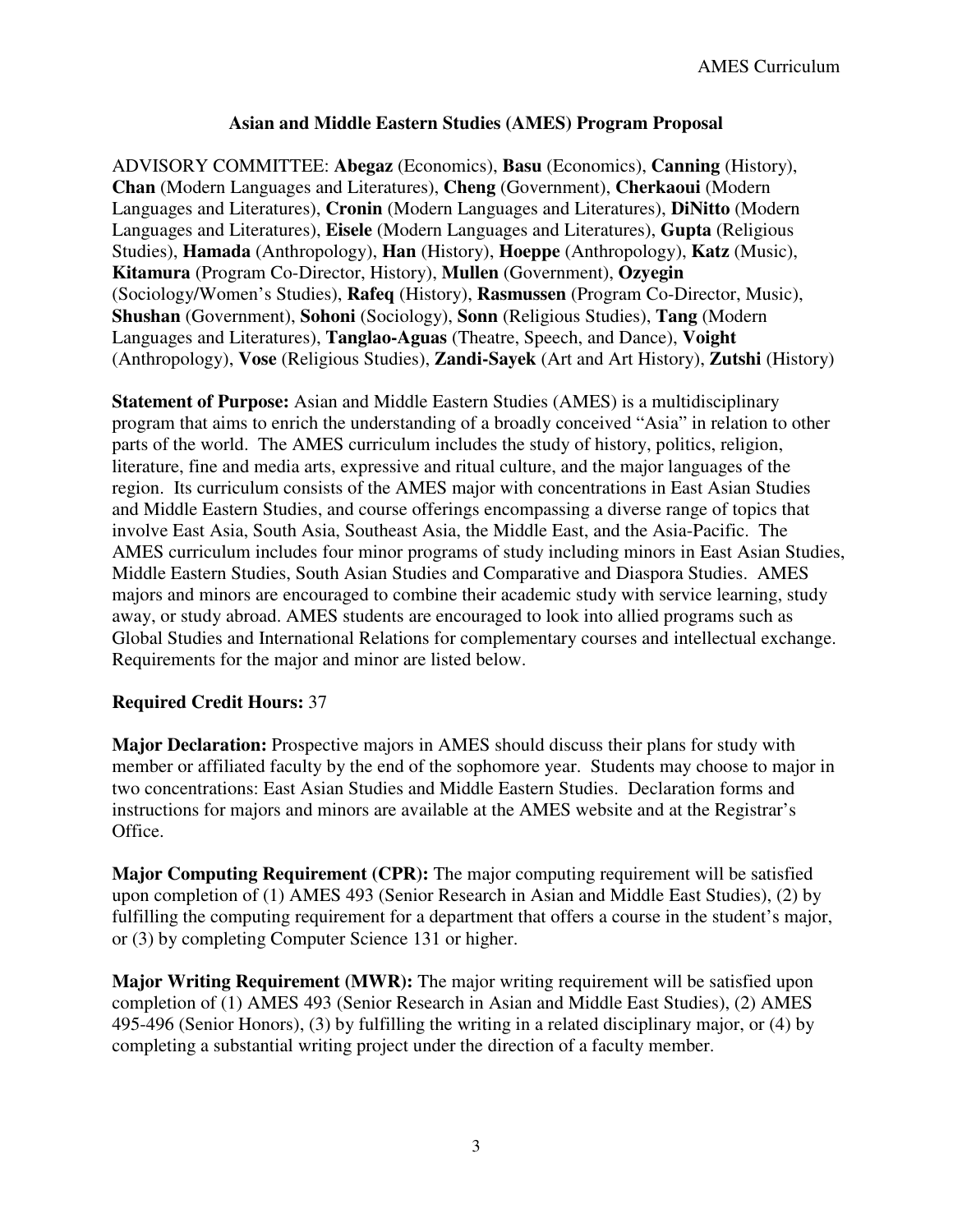## Asian and Middle Eastern Studies (AMES) Program Proposal

ADVISORY COMMITTEE: **Abegaz** (Economics), **Basu** (Economics), **Canning** (History), **Chan** (Modern Languages and Literatures), **Cheng** (Government), **Cherkaoui** (Modern Languages and Literatures), **Cronin** (Modern Languages and Literatures), **DiNitto** (Modern Languages and Literatures), **Eisele** (Modern Languages and Literatures), **Gupta** (Religious Studies), **Hamada** (Anthropology), **Han** (History), **Hoeppe** (Anthropology), **Katz** (Music), **Kitamura** (Program Co-Director, History), **Mullen** (Government), **Ozyegin** (Sociology/Women's Studies), **Rafeq** (History), **Rasmussen** (Program Co-Director, Music), **Shushan** (Government), **Sohoni** (Sociology), **Sonn** (Religious Studies), **Tang** (Modern Languages and Literatures), **Tanglao-Aguas** (Theatre, Speech, and Dance), **Voight** (Anthropology), **Vose** (Religious Studies), **Zandi-Sayek** (Art and Art History), **Zutshi** (History)

**Statement of Purpose:** Asian and Middle Eastern Studies (AMES) is a multidisciplinary program that aims to enrich the understanding of a broadly conceived "Asia" in relation to other parts of the world. The AMES curriculum includes the study of history, politics, religion, literature, fine and media arts, expressive and ritual culture, and the major languages of the region. Its curriculum consists of the AMES major with concentrations in East Asian Studies and Middle Eastern Studies, and course offerings encompassing a diverse range of topics that involve East Asia, South Asia, Southeast Asia, the Middle East, and the Asia-Pacific. The AMES curriculum includes four minor programs of study including minors in East Asian Studies, Middle Eastern Studies, South Asian Studies and Comparative and Diaspora Studies. AMES majors and minors are encouraged to combine their academic study with service learning, study away, or study abroad. AMES students are encouraged to look into allied programs such as Global Studies and International Relations for complementary courses and intellectual exchange. Requirements for the major and minor are listed below.

**Required Credit Hours:** 37

**Major Declaration:** Prospective majors in AMES should discuss their plans for study with member or affiliated faculty by the end of the sophomore year. Students may choose to major in two concentrations: East Asian Studies and Middle Eastern Studies. Declaration forms and instructions for majors and minors are available at the AMES website and at the Registrar's Office.

**Major Computing Requirement (CPR):** The major computing requirement will be satisfied upon completion of (1) AMES 493 (Senior Research in Asian and Middle East Studies), (2) by fulfilling the computing requirement for a department that offers a course in the student's major, or (3) by completing Computer Science 131 or higher.

**Major Writing Requirement (MWR):** The major writing requirement will be satisfied upon completion of (1) AMES 493 (Senior Research in Asian and Middle East Studies), (2) AMES 495-496 (Senior Honors), (3) by fulfilling the writing in a related disciplinary major, or (4) by completing a substantial writing project under the direction of a faculty member.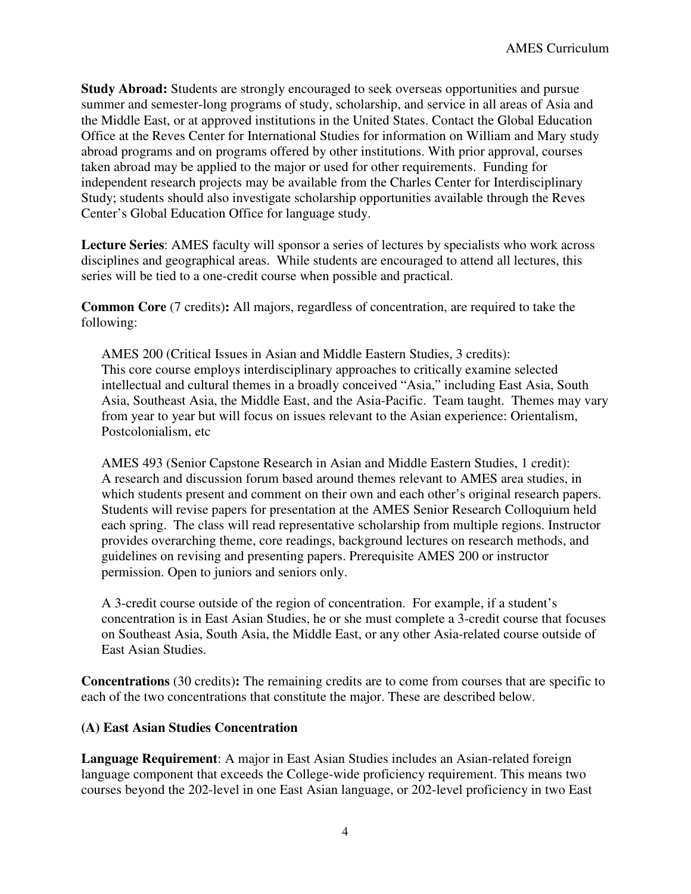**Study Abroad:** Students are strongly encouraged to seek overseas opportunities and pursue summer and semester-long programs of study, scholarship, and service in all areas of Asia and the Middle East, or at approved institutions in the United States. Contact the Global Education Office at the Reves Center for International Studies for information on William and Mary study abroad programs and on programs offered by other institutions. With prior approval, courses taken abroad may be applied to the major or used for other requirements. Funding for independent research projects may be available from the Charles Center for Interdisciplinary Study; students should also investigate scholarship opportunities available through the Reves Center's Global Education Office for language study.

**Lecture Series**: AMES faculty will sponsor a series of lectures by specialists who work across disciplines and geographical areas. While students are encouraged to attend all lectures, this series will be tied to a one-credit course when possible and practical.

**Common Core** (7 credits)**:** All majors, regardless of concentration, are required to take the following:

AMES 200 (Critical Issues in Asian and Middle Eastern Studies, 3 credits): This core course employs interdisciplinary approaches to critically examine selected intellectual and cultural themes in a broadly conceived "Asia," including East Asia, South Asia, Southeast Asia, the Middle East, and the Asia-Pacific. Team taught. Themes may vary from year to year but will focus on issues relevant to the Asian experience: Orientalism, Postcolonialism, etc

AMES 493 (Senior Capstone Research in Asian and Middle Eastern Studies, 1 credit): A research and discussion forum based around themes relevant to AMES area studies, in which students present and comment on their own and each other's original research papers. Students will revise papers for presentation at the AMES Senior Research Colloquium held each spring. The class will read representative scholarship from multiple regions. Instructor provides overarching theme, core readings, background lectures on research methods, and guidelines on revising and presenting papers. Prerequisite AMES 200 or instructor permission. Open to juniors and seniors only.

A 3-credit course outside of the region of concentration. For example, if a student's concentration is in East Asian Studies, he or she must complete a 3-credit course that focuses on Southeast Asia, South Asia, the Middle East, or any other Asia-related course outside of East Asian Studies.

**Concentrations** (30 credits)**:** The remaining credits are to come from courses that are specific to each of the two concentrations that constitute the major. These are described below.

**(A) East Asian Studies Concentration**

**Language Requirement**: A major in East Asian Studies includes an Asian-related foreign language component that exceeds the College-wide proficiency requirement. This means two courses beyond the 202-level in one East Asian language, or 202-level proficiency in two East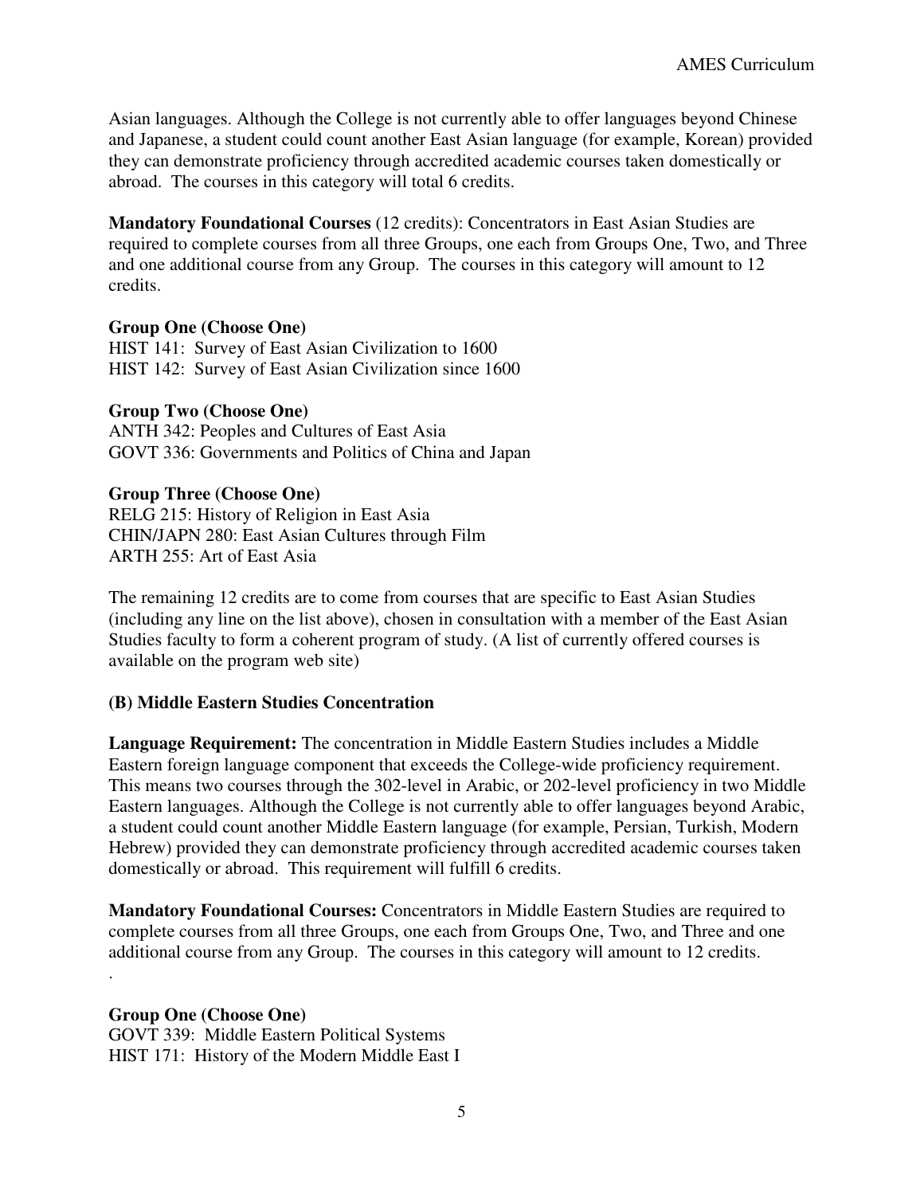Asian languages. Although the College is not currently able to offer languages beyond Chinese and Japanese, a student could count another East Asian language (for example, Korean) provided they can demonstrate proficiency through accredited academic courses taken domestically or abroad. The courses in this category will total 6 credits.

**Mandatory Foundational Courses** (12 credits): Concentrators in East Asian Studies are required to complete courses from all three Groups, one each from Groups One, Two, and Three and one additional course from any Group. The courses in this category will amount to 12 credits.

**Group One (Choose One)**
HIST 141: Survey of East Asian Civilization to 1600
HIST 142: Survey of East Asian Civilization since 1600

**Group Two (Choose One)**
ANTH 342: Peoples and Cultures of East Asia
GOVT 336: Governments and Politics of China and Japan

**Group Three (Choose One)**
RELG 215: History of Religion in East Asia
CHIN/JAPN 280: East Asian Cultures through Film
ARTH 255: Art of East Asia

The remaining 12 credits are to come from courses that are specific to East Asian Studies (including any line on the list above), chosen in consultation with a member of the East Asian Studies faculty to form a coherent program of study. (A list of currently offered courses is available on the program web site)

### (B) Middle Eastern Studies Concentration

**Language Requirement:** The concentration in Middle Eastern Studies includes a Middle Eastern foreign language component that exceeds the College-wide proficiency requirement. This means two courses through the 302-level in Arabic, or 202-level proficiency in two Middle Eastern languages. Although the College is not currently able to offer languages beyond Arabic, a student could count another Middle Eastern language (for example, Persian, Turkish, Modern Hebrew) provided they can demonstrate proficiency through accredited academic courses taken domestically or abroad. This requirement will fulfill 6 credits.

**Mandatory Foundational Courses:** Concentrators in Middle Eastern Studies are required to complete courses from all three Groups, one each from Groups One, Two, and Three and one additional course from any Group. The courses in this category will amount to 12 credits.
.

**Group One (Choose One)**
GOVT 339: Middle Eastern Political Systems
HIST 171: History of the Modern Middle East I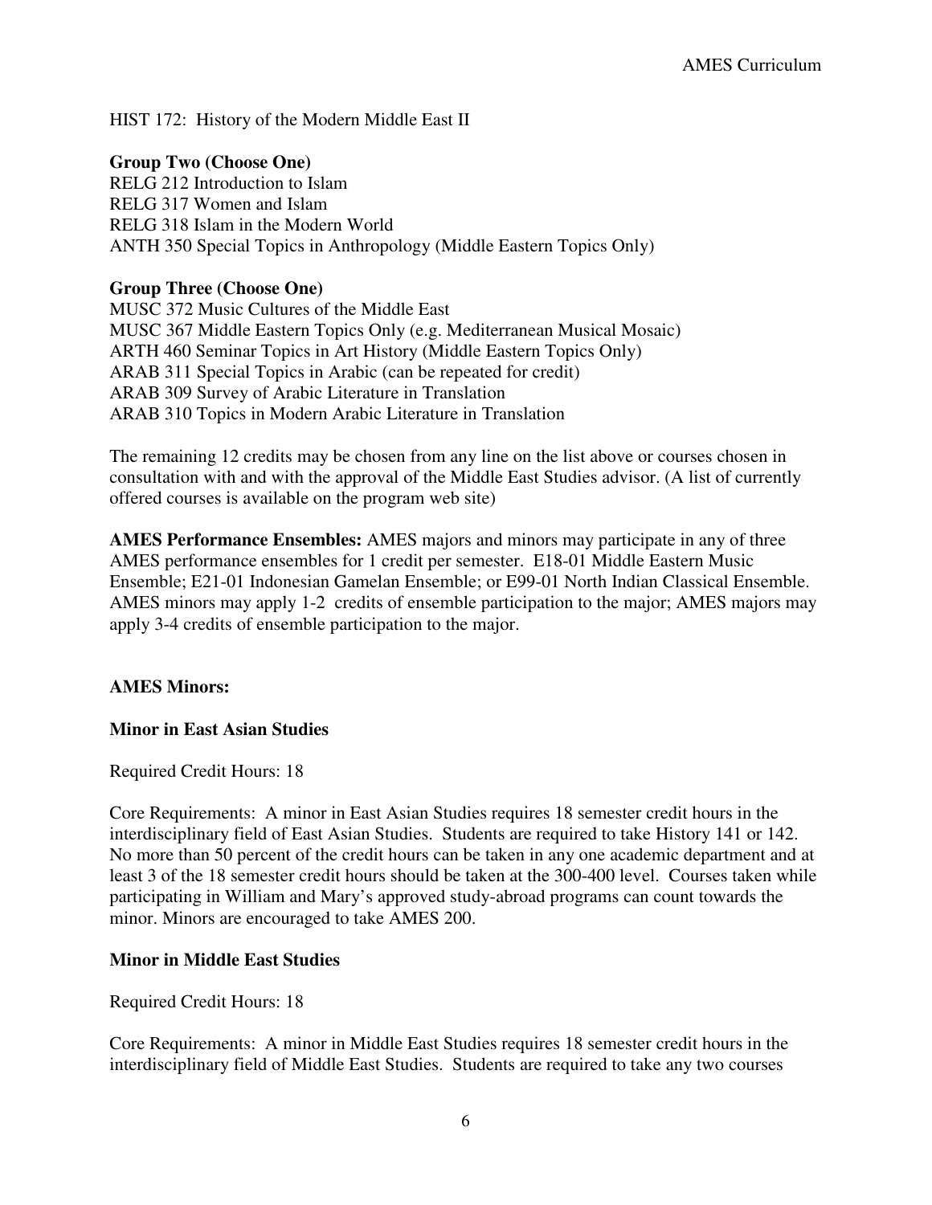HIST 172: History of the Modern Middle East II

**Group Two (Choose One)**
RELG 212 Introduction to Islam
RELG 317 Women and Islam
RELG 318 Islam in the Modern World
ANTH 350 Special Topics in Anthropology (Middle Eastern Topics Only)

**Group Three (Choose One)**
MUSC 372 Music Cultures of the Middle East
MUSC 367 Middle Eastern Topics Only (e.g. Mediterranean Musical Mosaic)
ARTH 460 Seminar Topics in Art History (Middle Eastern Topics Only)
ARAB 311 Special Topics in Arabic (can be repeated for credit)
ARAB 309 Survey of Arabic Literature in Translation
ARAB 310 Topics in Modern Arabic Literature in Translation

The remaining 12 credits may be chosen from any line on the list above or courses chosen in consultation with and with the approval of the Middle East Studies advisor. (A list of currently offered courses is available on the program web site)

**AMES Performance Ensembles:** AMES majors and minors may participate in any of three AMES performance ensembles for 1 credit per semester. E18-01 Middle Eastern Music Ensemble; E21-01 Indonesian Gamelan Ensemble; or E99-01 North Indian Classical Ensemble. AMES minors may apply 1-2 credits of ensemble participation to the major; AMES majors may apply 3-4 credits of ensemble participation to the major.

**AMES Minors:**

**Minor in East Asian Studies**

Required Credit Hours: 18

Core Requirements: A minor in East Asian Studies requires 18 semester credit hours in the interdisciplinary field of East Asian Studies. Students are required to take History 141 or 142. No more than 50 percent of the credit hours can be taken in any one academic department and at least 3 of the 18 semester credit hours should be taken at the 300-400 level. Courses taken while participating in William and Mary's approved study-abroad programs can count towards the minor. Minors are encouraged to take AMES 200.

**Minor in Middle East Studies**

Required Credit Hours: 18

Core Requirements: A minor in Middle East Studies requires 18 semester credit hours in the interdisciplinary field of Middle East Studies. Students are required to take any two courses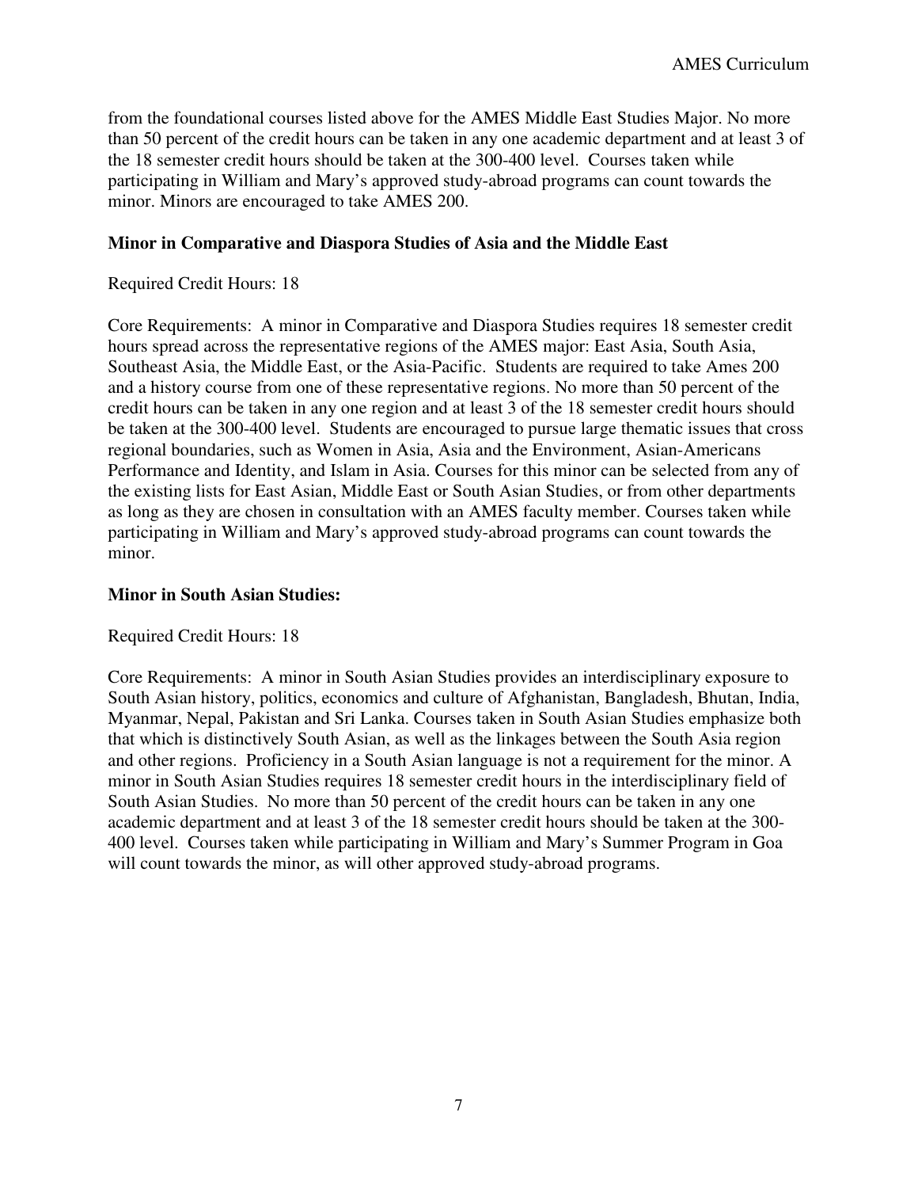from the foundational courses listed above for the AMES Middle East Studies Major. No more than 50 percent of the credit hours can be taken in any one academic department and at least 3 of the 18 semester credit hours should be taken at the 300-400 level. Courses taken while participating in William and Mary's approved study-abroad programs can count towards the minor. Minors are encouraged to take AMES 200.

### Minor in Comparative and Diaspora Studies of Asia and the Middle East

Required Credit Hours: 18

Core Requirements: A minor in Comparative and Diaspora Studies requires 18 semester credit hours spread across the representative regions of the AMES major: East Asia, South Asia, Southeast Asia, the Middle East, or the Asia-Pacific. Students are required to take Ames 200 and a history course from one of these representative regions. No more than 50 percent of the credit hours can be taken in any one region and at least 3 of the 18 semester credit hours should be taken at the 300-400 level. Students are encouraged to pursue large thematic issues that cross regional boundaries, such as Women in Asia, Asia and the Environment, Asian-Americans Performance and Identity, and Islam in Asia. Courses for this minor can be selected from any of the existing lists for East Asian, Middle East or South Asian Studies, or from other departments as long as they are chosen in consultation with an AMES faculty member. Courses taken while participating in William and Mary's approved study-abroad programs can count towards the minor.

### Minor in South Asian Studies:

Required Credit Hours: 18

Core Requirements: A minor in South Asian Studies provides an interdisciplinary exposure to South Asian history, politics, economics and culture of Afghanistan, Bangladesh, Bhutan, India, Myanmar, Nepal, Pakistan and Sri Lanka. Courses taken in South Asian Studies emphasize both that which is distinctively South Asian, as well as the linkages between the South Asia region and other regions. Proficiency in a South Asian language is not a requirement for the minor. A minor in South Asian Studies requires 18 semester credit hours in the interdisciplinary field of South Asian Studies. No more than 50 percent of the credit hours can be taken in any one academic department and at least 3 of the 18 semester credit hours should be taken at the 300-400 level. Courses taken while participating in William and Mary's Summer Program in Goa will count towards the minor, as will other approved study-abroad programs.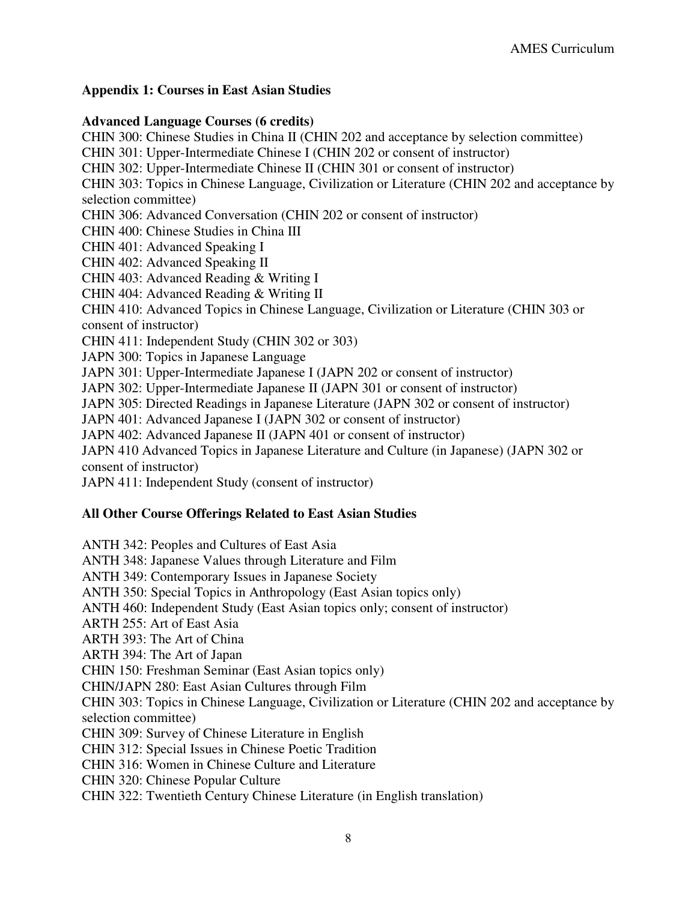## Appendix 1: Courses in East Asian Studies

### Advanced Language Courses (6 credits)

CHIN 300: Chinese Studies in China II (CHIN 202 and acceptance by selection committee)
CHIN 301: Upper-Intermediate Chinese I (CHIN 202 or consent of instructor)
CHIN 302: Upper-Intermediate Chinese II (CHIN 301 or consent of instructor)
CHIN 303: Topics in Chinese Language, Civilization or Literature (CHIN 202 and acceptance by selection committee)
CHIN 306: Advanced Conversation (CHIN 202 or consent of instructor)
CHIN 400: Chinese Studies in China III
CHIN 401: Advanced Speaking I
CHIN 402: Advanced Speaking II
CHIN 403: Advanced Reading & Writing I
CHIN 404: Advanced Reading & Writing II
CHIN 410: Advanced Topics in Chinese Language, Civilization or Literature (CHIN 303 or consent of instructor)
CHIN 411: Independent Study (CHIN 302 or 303)
JAPN 300: Topics in Japanese Language
JAPN 301: Upper-Intermediate Japanese I (JAPN 202 or consent of instructor)
JAPN 302: Upper-Intermediate Japanese II (JAPN 301 or consent of instructor)
JAPN 305: Directed Readings in Japanese Literature (JAPN 302 or consent of instructor)
JAPN 401: Advanced Japanese I (JAPN 302 or consent of instructor)
JAPN 402: Advanced Japanese II (JAPN 401 or consent of instructor)
JAPN 410 Advanced Topics in Japanese Literature and Culture (in Japanese) (JAPN 302 or consent of instructor)
JAPN 411: Independent Study (consent of instructor)

### All Other Course Offerings Related to East Asian Studies

ANTH 342: Peoples and Cultures of East Asia
ANTH 348: Japanese Values through Literature and Film
ANTH 349: Contemporary Issues in Japanese Society
ANTH 350: Special Topics in Anthropology (East Asian topics only)
ANTH 460: Independent Study (East Asian topics only; consent of instructor)
ARTH 255: Art of East Asia
ARTH 393: The Art of China
ARTH 394: The Art of Japan
CHIN 150: Freshman Seminar (East Asian topics only)
CHIN/JAPN 280: East Asian Cultures through Film
CHIN 303: Topics in Chinese Language, Civilization or Literature (CHIN 202 and acceptance by selection committee)
CHIN 309: Survey of Chinese Literature in English
CHIN 312: Special Issues in Chinese Poetic Tradition
CHIN 316: Women in Chinese Culture and Literature
CHIN 320: Chinese Popular Culture
CHIN 322: Twentieth Century Chinese Literature (in English translation)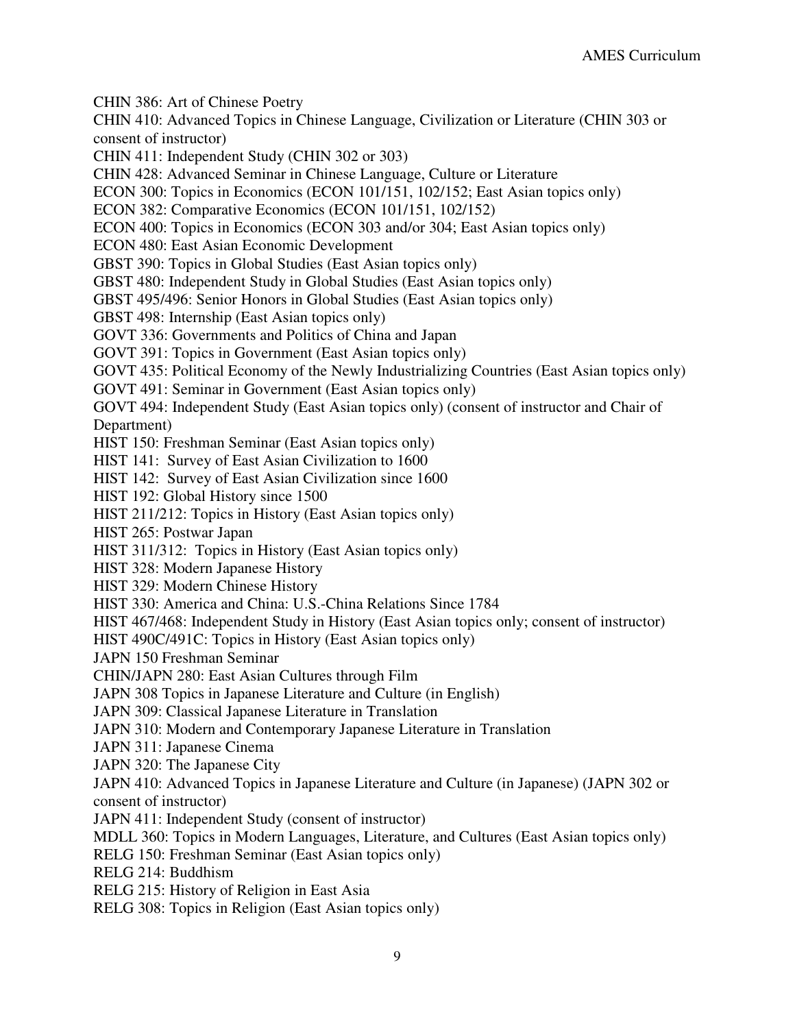CHIN 386: Art of Chinese Poetry

CHIN 410: Advanced Topics in Chinese Language, Civilization or Literature (CHIN 303 or consent of instructor)

CHIN 411: Independent Study (CHIN 302 or 303)

CHIN 428: Advanced Seminar in Chinese Language, Culture or Literature

ECON 300: Topics in Economics (ECON 101/151, 102/152; East Asian topics only)

ECON 382: Comparative Economics (ECON 101/151, 102/152)

ECON 400: Topics in Economics (ECON 303 and/or 304; East Asian topics only)

ECON 480: East Asian Economic Development

GBST 390: Topics in Global Studies (East Asian topics only)

GBST 480: Independent Study in Global Studies (East Asian topics only)

GBST 495/496: Senior Honors in Global Studies (East Asian topics only)

GBST 498: Internship (East Asian topics only)

GOVT 336: Governments and Politics of China and Japan

GOVT 391: Topics in Government (East Asian topics only)

GOVT 435: Political Economy of the Newly Industrializing Countries (East Asian topics only)

GOVT 491: Seminar in Government (East Asian topics only)

GOVT 494: Independent Study (East Asian topics only) (consent of instructor and Chair of Department)

HIST 150: Freshman Seminar (East Asian topics only)

HIST 141: Survey of East Asian Civilization to 1600

HIST 142: Survey of East Asian Civilization since 1600

HIST 192: Global History since 1500

HIST 211/212: Topics in History (East Asian topics only)

HIST 265: Postwar Japan

HIST 311/312: Topics in History (East Asian topics only)

HIST 328: Modern Japanese History

HIST 329: Modern Chinese History

HIST 330: America and China: U.S.-China Relations Since 1784

HIST 467/468: Independent Study in History (East Asian topics only; consent of instructor)

HIST 490C/491C: Topics in History (East Asian topics only)

JAPN 150 Freshman Seminar

CHIN/JAPN 280: East Asian Cultures through Film

JAPN 308 Topics in Japanese Literature and Culture (in English)

JAPN 309: Classical Japanese Literature in Translation

JAPN 310: Modern and Contemporary Japanese Literature in Translation

JAPN 311: Japanese Cinema

JAPN 320: The Japanese City

JAPN 410: Advanced Topics in Japanese Literature and Culture (in Japanese) (JAPN 302 or consent of instructor)

JAPN 411: Independent Study (consent of instructor)

MDLL 360: Topics in Modern Languages, Literature, and Cultures (East Asian topics only)

RELG 150: Freshman Seminar (East Asian topics only)

RELG 214: Buddhism

RELG 215: History of Religion in East Asia

RELG 308: Topics in Religion (East Asian topics only)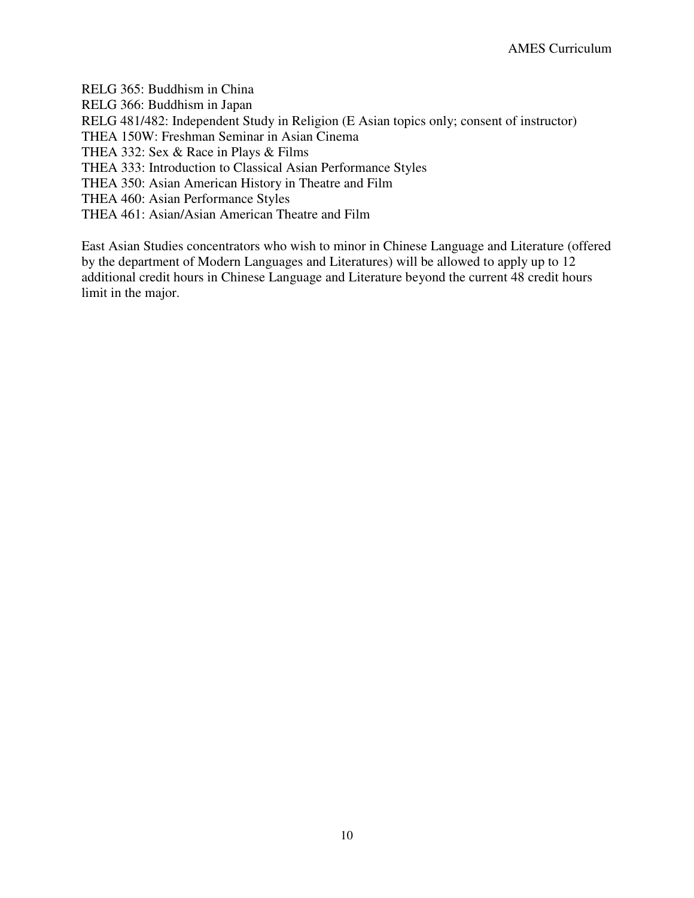RELG 365: Buddhism in China
RELG 366: Buddhism in Japan
RELG 481/482: Independent Study in Religion (E Asian topics only; consent of instructor)
THEA 150W: Freshman Seminar in Asian Cinema
THEA 332: Sex & Race in Plays & Films
THEA 333: Introduction to Classical Asian Performance Styles
THEA 350: Asian American History in Theatre and Film
THEA 460: Asian Performance Styles
THEA 461: Asian/Asian American Theatre and Film

East Asian Studies concentrators who wish to minor in Chinese Language and Literature (offered by the department of Modern Languages and Literatures) will be allowed to apply up to 12 additional credit hours in Chinese Language and Literature beyond the current 48 credit hours limit in the major.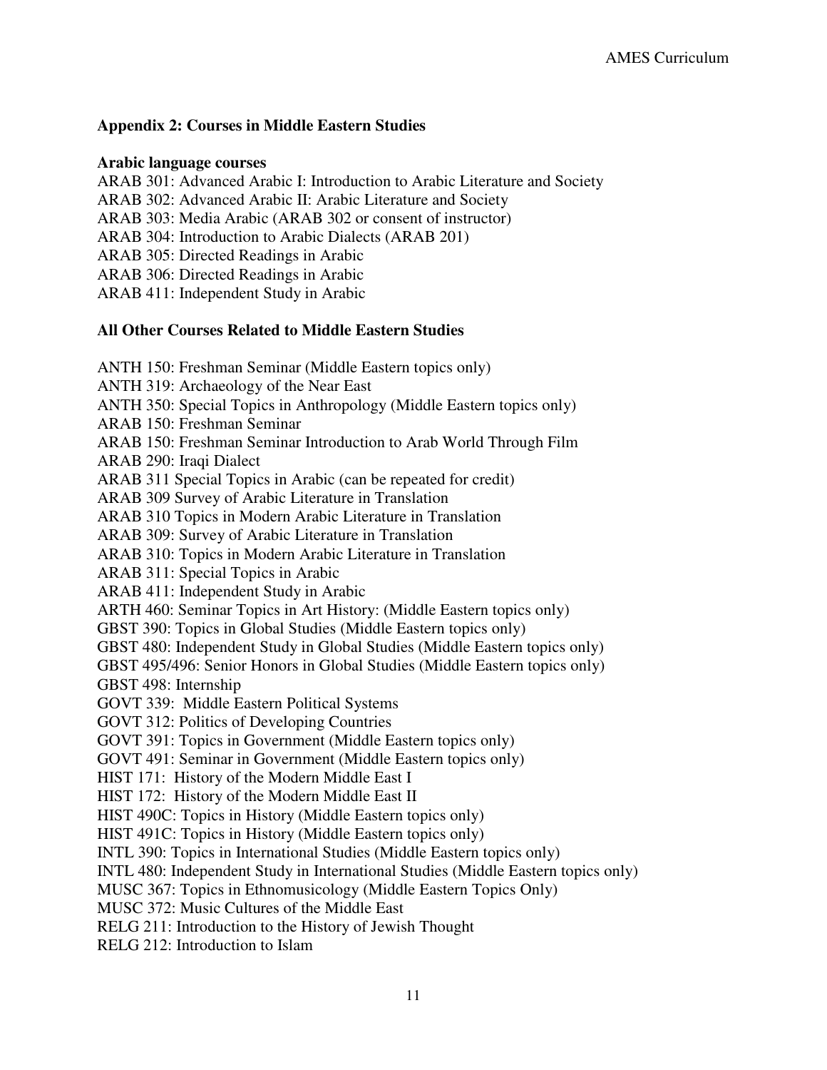## Appendix 2: Courses in Middle Eastern Studies

### Arabic language courses

ARAB 301: Advanced Arabic I: Introduction to Arabic Literature and Society
ARAB 302: Advanced Arabic II: Arabic Literature and Society
ARAB 303: Media Arabic (ARAB 302 or consent of instructor)
ARAB 304: Introduction to Arabic Dialects (ARAB 201)
ARAB 305: Directed Readings in Arabic
ARAB 306: Directed Readings in Arabic
ARAB 411: Independent Study in Arabic

### All Other Courses Related to Middle Eastern Studies

ANTH 150: Freshman Seminar (Middle Eastern topics only)
ANTH 319: Archaeology of the Near East
ANTH 350: Special Topics in Anthropology (Middle Eastern topics only)
ARAB 150: Freshman Seminar
ARAB 150: Freshman Seminar Introduction to Arab World Through Film
ARAB 290: Iraqi Dialect
ARAB 311 Special Topics in Arabic (can be repeated for credit)
ARAB 309 Survey of Arabic Literature in Translation
ARAB 310 Topics in Modern Arabic Literature in Translation
ARAB 309: Survey of Arabic Literature in Translation
ARAB 310: Topics in Modern Arabic Literature in Translation
ARAB 311: Special Topics in Arabic
ARAB 411: Independent Study in Arabic
ARTH 460: Seminar Topics in Art History: (Middle Eastern topics only)
GBST 390: Topics in Global Studies (Middle Eastern topics only)
GBST 480: Independent Study in Global Studies (Middle Eastern topics only)
GBST 495/496: Senior Honors in Global Studies (Middle Eastern topics only)
GBST 498: Internship
GOVT 339: Middle Eastern Political Systems
GOVT 312: Politics of Developing Countries
GOVT 391: Topics in Government (Middle Eastern topics only)
GOVT 491: Seminar in Government (Middle Eastern topics only)
HIST 171: History of the Modern Middle East I
HIST 172: History of the Modern Middle East II
HIST 490C: Topics in History (Middle Eastern topics only)
HIST 491C: Topics in History (Middle Eastern topics only)
INTL 390: Topics in International Studies (Middle Eastern topics only)
INTL 480: Independent Study in International Studies (Middle Eastern topics only)
MUSC 367: Topics in Ethnomusicology (Middle Eastern Topics Only)
MUSC 372: Music Cultures of the Middle East
RELG 211: Introduction to the History of Jewish Thought
RELG 212: Introduction to Islam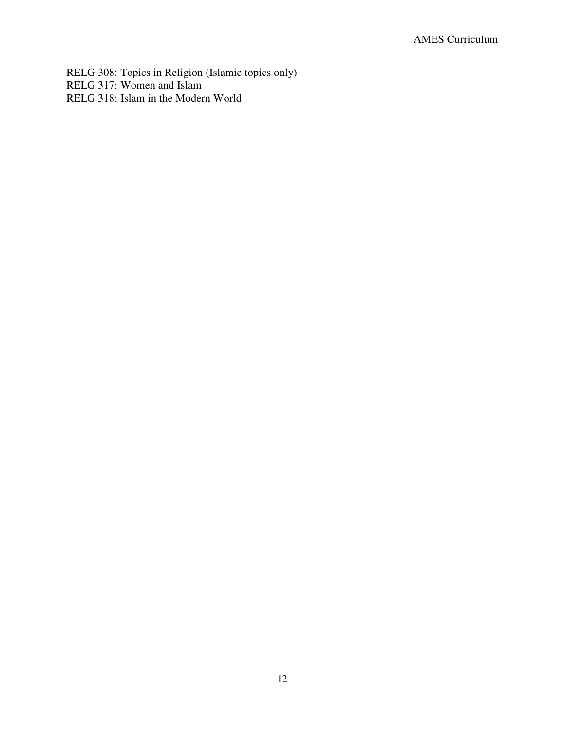RELG 308: Topics in Religion (Islamic topics only)
RELG 317: Women and Islam
RELG 318: Islam in the Modern World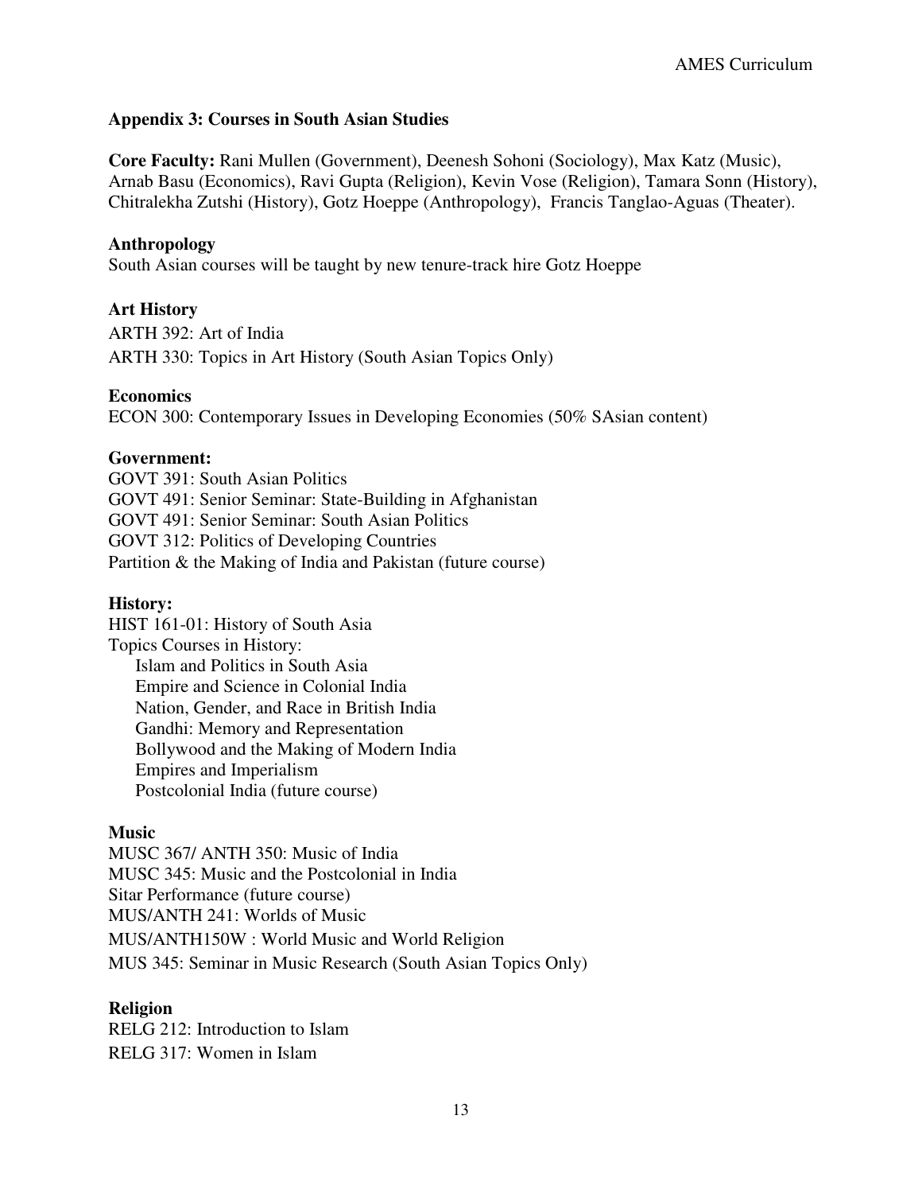## Appendix 3: Courses in South Asian Studies

**Core Faculty:** Rani Mullen (Government), Deenesh Sohoni (Sociology), Max Katz (Music), Arnab Basu (Economics), Ravi Gupta (Religion), Kevin Vose (Religion), Tamara Sonn (History), Chitralekha Zutshi (History), Gotz Hoeppe (Anthropology), Francis Tanglao-Aguas (Theater).

### Anthropology

South Asian courses will be taught by new tenure-track hire Gotz Hoeppe

### Art History

ARTH 392: Art of India
ARTH 330: Topics in Art History (South Asian Topics Only)

### Economics

ECON 300: Contemporary Issues in Developing Economies (50% SAsian content)

### Government:

GOVT 391: South Asian Politics
GOVT 491: Senior Seminar: State-Building in Afghanistan
GOVT 491: Senior Seminar: South Asian Politics
GOVT 312: Politics of Developing Countries
Partition & the Making of India and Pakistan (future course)

### History:

HIST 161-01: History of South Asia
Topics Courses in History:

- Islam and Politics in South Asia
- Empire and Science in Colonial India
- Nation, Gender, and Race in British India
- Gandhi: Memory and Representation
- Bollywood and the Making of Modern India
- Empires and Imperialism
- Postcolonial India (future course)

### Music

MUSC 367/ ANTH 350: Music of India
MUSC 345: Music and the Postcolonial in India
Sitar Performance (future course)
MUS/ANTH 241: Worlds of Music
MUS/ANTH150W : World Music and World Religion
MUS 345: Seminar in Music Research (South Asian Topics Only)

### Religion

RELG 212: Introduction to Islam
RELG 317: Women in Islam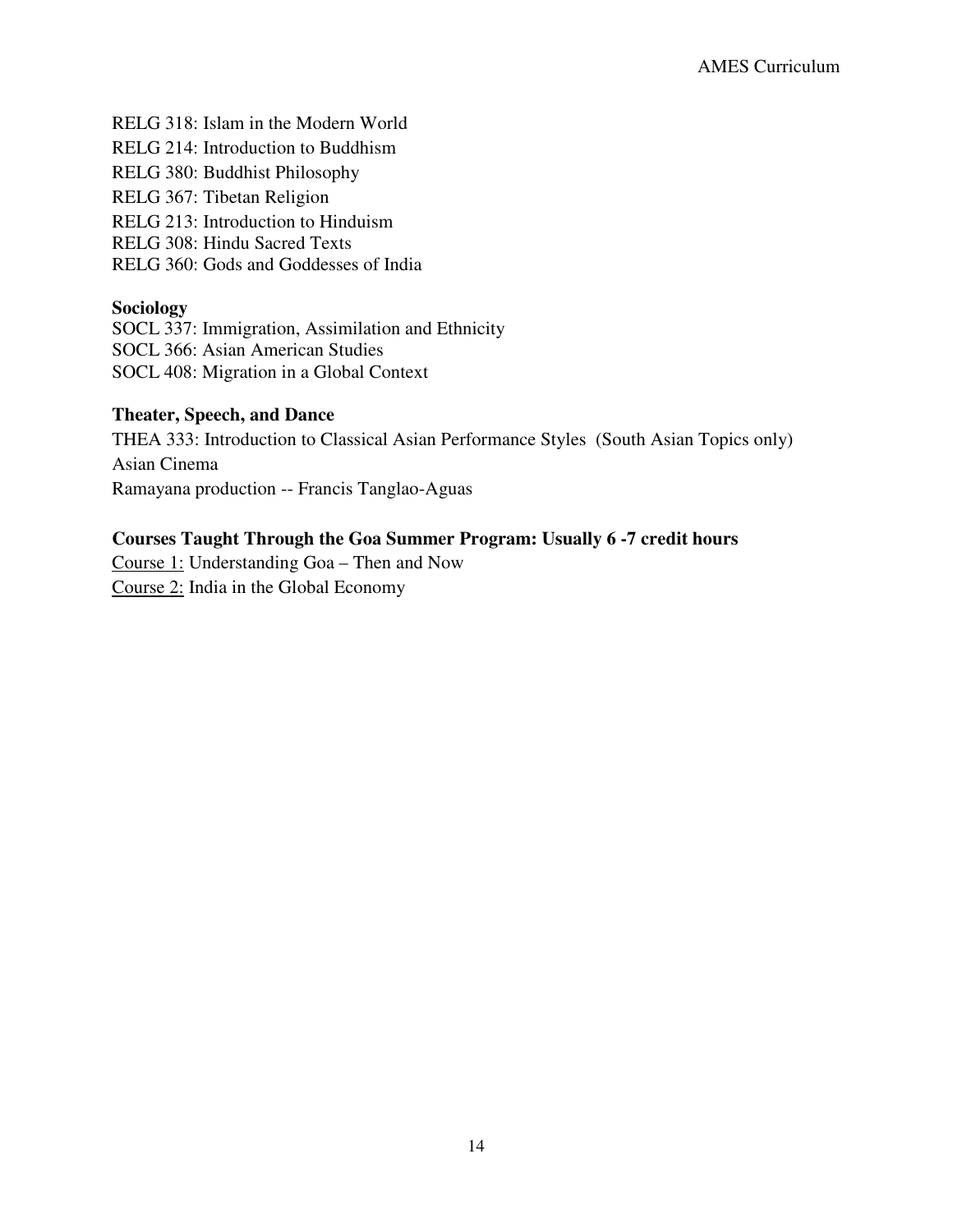RELG 318: Islam in the Modern World
RELG 214: Introduction to Buddhism
RELG 380: Buddhist Philosophy
RELG 367: Tibetan Religion
RELG 213: Introduction to Hinduism
RELG 308: Hindu Sacred Texts
RELG 360: Gods and Goddesses of India

**Sociology**
SOCL 337: Immigration, Assimilation and Ethnicity
SOCL 366: Asian American Studies
SOCL 408: Migration in a Global Context

**Theater, Speech, and Dance**
THEA 333: Introduction to Classical Asian Performance Styles (South Asian Topics only)
Asian Cinema
Ramayana production -- Francis Tanglao-Aguas

**Courses Taught Through the Goa Summer Program: Usually 6 -7 credit hours**
<u>Course 1:</u> Understanding Goa – Then and Now
<u>Course 2:</u> India in the Global Economy